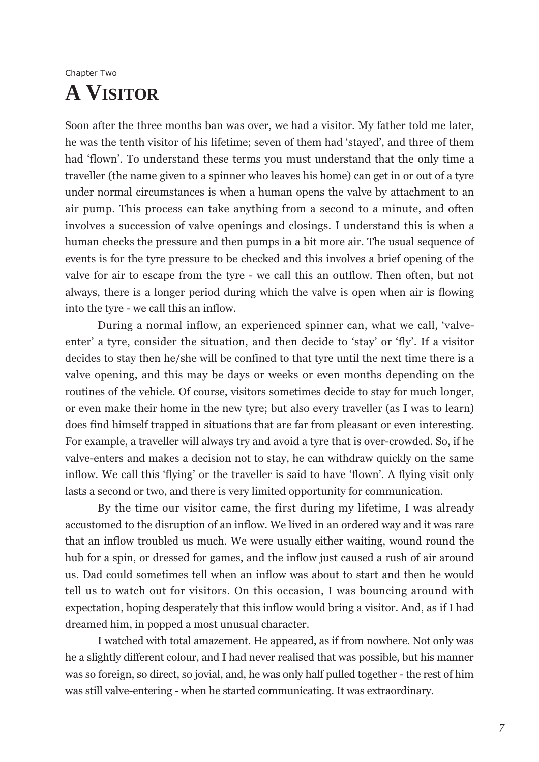Chapter Two

# A VISITOR

Soon after the three months ban was over, we had a visitor. My father told me later, he was the tenth visitor of his lifetime; seven of them had 'stayed', and three of them had 'flown'. To understand these terms you must understand that the only time a traveller (the name given to a spinner who leaves his home) can get in or out of a tyre under normal circumstances is when a human opens the valve by attachment to an air pump. This process can take anything from a second to a minute, and often involves a succession of valve openings and closings. I understand this is when a human checks the pressure and then pumps in a bit more air. The usual sequence of events is for the tyre pressure to be checked and this involves a brief opening of the valve for air to escape from the tyre - we call this an outflow. Then often, but not always, there is a longer period during which the valve is open when air is flowing into the tyre - we call this an inflow.

During a normal inflow, an experienced spinner can, what we call, 'valve-enter' a tyre, consider the situation, and then decide to 'stay' or 'fly'. If a visitor decides to stay then he/she will be confined to that tyre until the next time there is a valve opening, and this may be days or weeks or even months depending on the routines of the vehicle. Of course, visitors sometimes decide to stay for much longer, or even make their home in the new tyre; but also every traveller (as I was to learn) does find himself trapped in situations that are far from pleasant or even interesting. For example, a traveller will always try and avoid a tyre that is over-crowded. So, if he valve-enters and makes a decision not to stay, he can withdraw quickly on the same inflow. We call this 'flying' or the traveller is said to have 'flown'. A flying visit only lasts a second or two, and there is very limited opportunity for communication.

By the time our visitor came, the first during my lifetime, I was already accustomed to the disruption of an inflow. We lived in an ordered way and it was rare that an inflow troubled us much. We were usually either waiting, wound round the hub for a spin, or dressed for games, and the inflow just caused a rush of air around us. Dad could sometimes tell when an inflow was about to start and then he would tell us to watch out for visitors. On this occasion, I was bouncing around with expectation, hoping desperately that this inflow would bring a visitor. And, as if I had dreamed him, in popped a most unusual character.

I watched with total amazement. He appeared, as if from nowhere. Not only was he a slightly different colour, and I had never realised that was possible, but his manner was so foreign, so direct, so jovial, and, he was only half pulled together - the rest of him was still valve-entering - when he started communicating. It was extraordinary.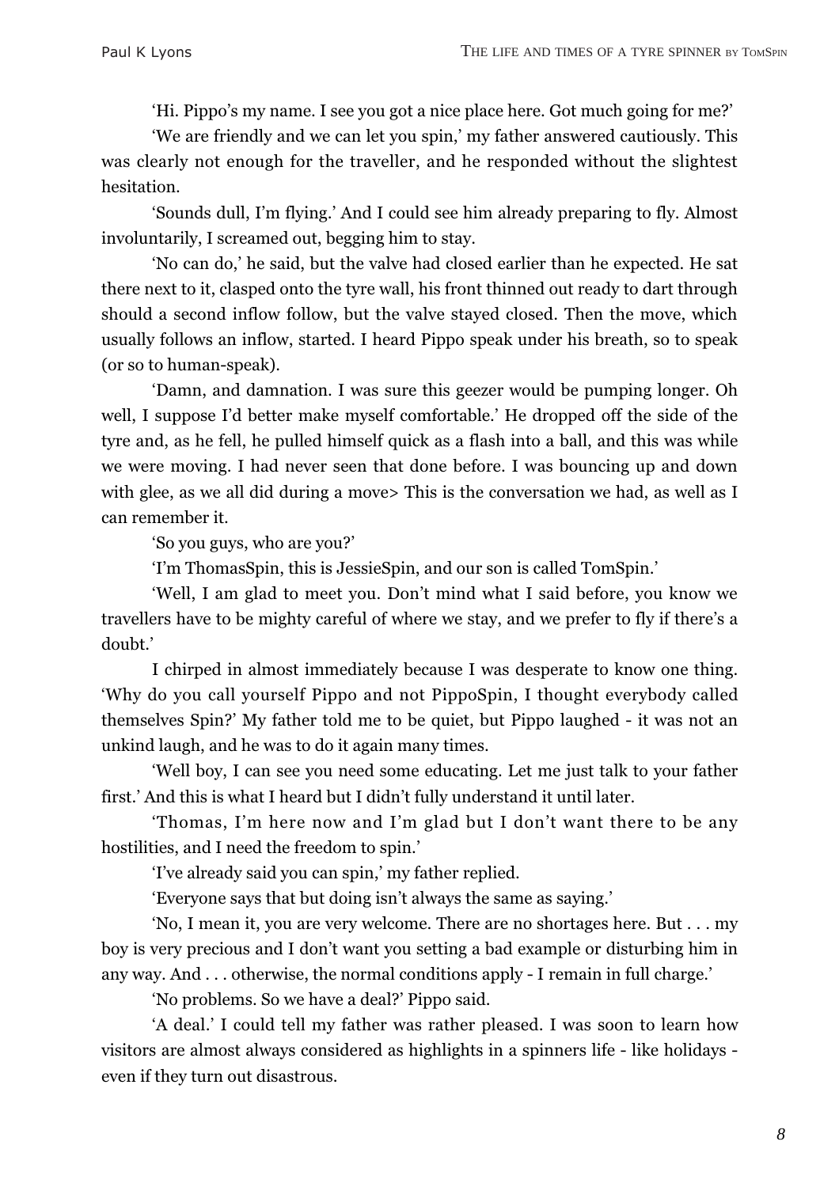'Hi. Pippo's my name. I see you got a nice place here. Got much going for me?'

'We are friendly and we can let you spin,' my father answered cautiously. This was clearly not enough for the traveller, and he responded without the slightest hesitation.

'Sounds dull, I'm flying.' And I could see him already preparing to fly. Almost involuntarily, I screamed out, begging him to stay.

'No can do,' he said, but the valve had closed earlier than he expected. He sat there next to it, clasped onto the tyre wall, his front thinned out ready to dart through should a second inflow follow, but the valve stayed closed. Then the move, which usually follows an inflow, started. I heard Pippo speak under his breath, so to speak (or so to human-speak).

'Damn, and damnation. I was sure this geezer would be pumping longer. Oh well, I suppose I'd better make myself comfortable.' He dropped off the side of the tyre and, as he fell, he pulled himself quick as a flash into a ball, and this was while we were moving. I had never seen that done before. I was bouncing up and down with glee, as we all did during a move> This is the conversation we had, as well as I can remember it.

'So you guys, who are you?'

'I'm ThomasSpin, this is JessieSpin, and our son is called TomSpin.'

'Well, I am glad to meet you. Don't mind what I said before, you know we travellers have to be mighty careful of where we stay, and we prefer to fly if there's a doubt.'

I chirped in almost immediately because I was desperate to know one thing. 'Why do you call yourself Pippo and not PippoSpin, I thought everybody called themselves Spin?' My father told me to be quiet, but Pippo laughed - it was not an unkind laugh, and he was to do it again many times.

'Well boy, I can see you need some educating. Let me just talk to your father first.' And this is what I heard but I didn't fully understand it until later.

'Thomas, I'm here now and I'm glad but I don't want there to be any hostilities, and I need the freedom to spin.'

'I've already said you can spin,' my father replied.

'Everyone says that but doing isn't always the same as saying.'

'No, I mean it, you are very welcome. There are no shortages here. But . . . my boy is very precious and I don't want you setting a bad example or disturbing him in any way. And . . . otherwise, the normal conditions apply - I remain in full charge.'

'No problems. So we have a deal?' Pippo said.

'A deal.' I could tell my father was rather pleased. I was soon to learn how visitors are almost always considered as highlights in a spinners life - like holidays - even if they turn out disastrous.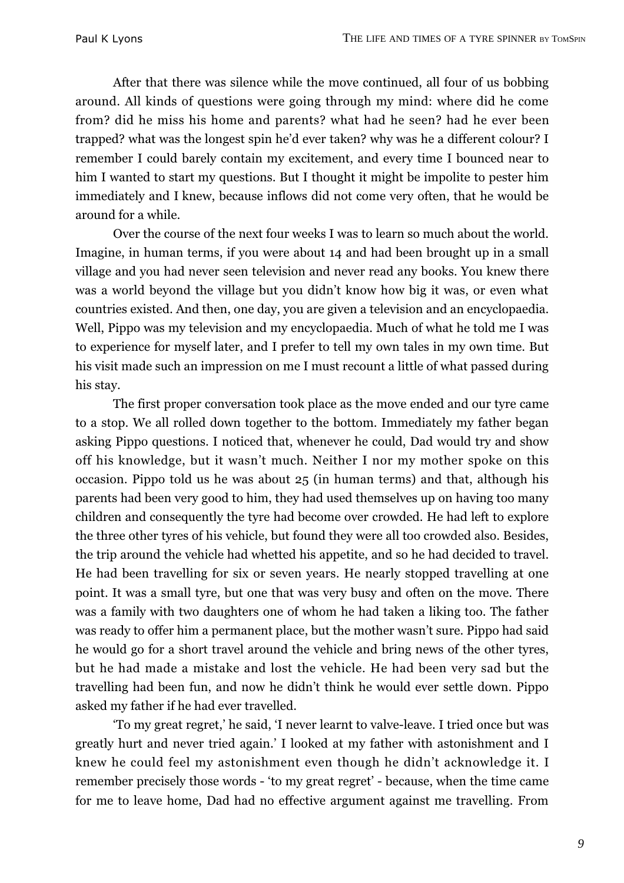After that there was silence while the move continued, all four of us bobbing around. All kinds of questions were going through my mind: where did he come from? did he miss his home and parents? what had he seen? had he ever been trapped? what was the longest spin he'd ever taken? why was he a different colour? I remember I could barely contain my excitement, and every time I bounced near to him I wanted to start my questions. But I thought it might be impolite to pester him immediately and I knew, because inflows did not come very often, that he would be around for a while.

Over the course of the next four weeks I was to learn so much about the world. Imagine, in human terms, if you were about 14 and had been brought up in a small village and you had never seen television and never read any books. You knew there was a world beyond the village but you didn't know how big it was, or even what countries existed. And then, one day, you are given a television and an encyclopaedia. Well, Pippo was my television and my encyclopaedia. Much of what he told me I was to experience for myself later, and I prefer to tell my own tales in my own time. But his visit made such an impression on me I must recount a little of what passed during his stay.

The first proper conversation took place as the move ended and our tyre came to a stop. We all rolled down together to the bottom. Immediately my father began asking Pippo questions. I noticed that, whenever he could, Dad would try and show off his knowledge, but it wasn't much. Neither I nor my mother spoke on this occasion. Pippo told us he was about 25 (in human terms) and that, although his parents had been very good to him, they had used themselves up on having too many children and consequently the tyre had become over crowded. He had left to explore the three other tyres of his vehicle, but found they were all too crowded also. Besides, the trip around the vehicle had whetted his appetite, and so he had decided to travel. He had been travelling for six or seven years. He nearly stopped travelling at one point. It was a small tyre, but one that was very busy and often on the move. There was a family with two daughters one of whom he had taken a liking too. The father was ready to offer him a permanent place, but the mother wasn't sure. Pippo had said he would go for a short travel around the vehicle and bring news of the other tyres, but he had made a mistake and lost the vehicle. He had been very sad but the travelling had been fun, and now he didn't think he would ever settle down. Pippo asked my father if he had ever travelled.

'To my great regret,' he said, 'I never learnt to valve-leave. I tried once but was greatly hurt and never tried again.' I looked at my father with astonishment and I knew he could feel my astonishment even though he didn't acknowledge it. I remember precisely those words - 'to my great regret' - because, when the time came for me to leave home, Dad had no effective argument against me travelling. From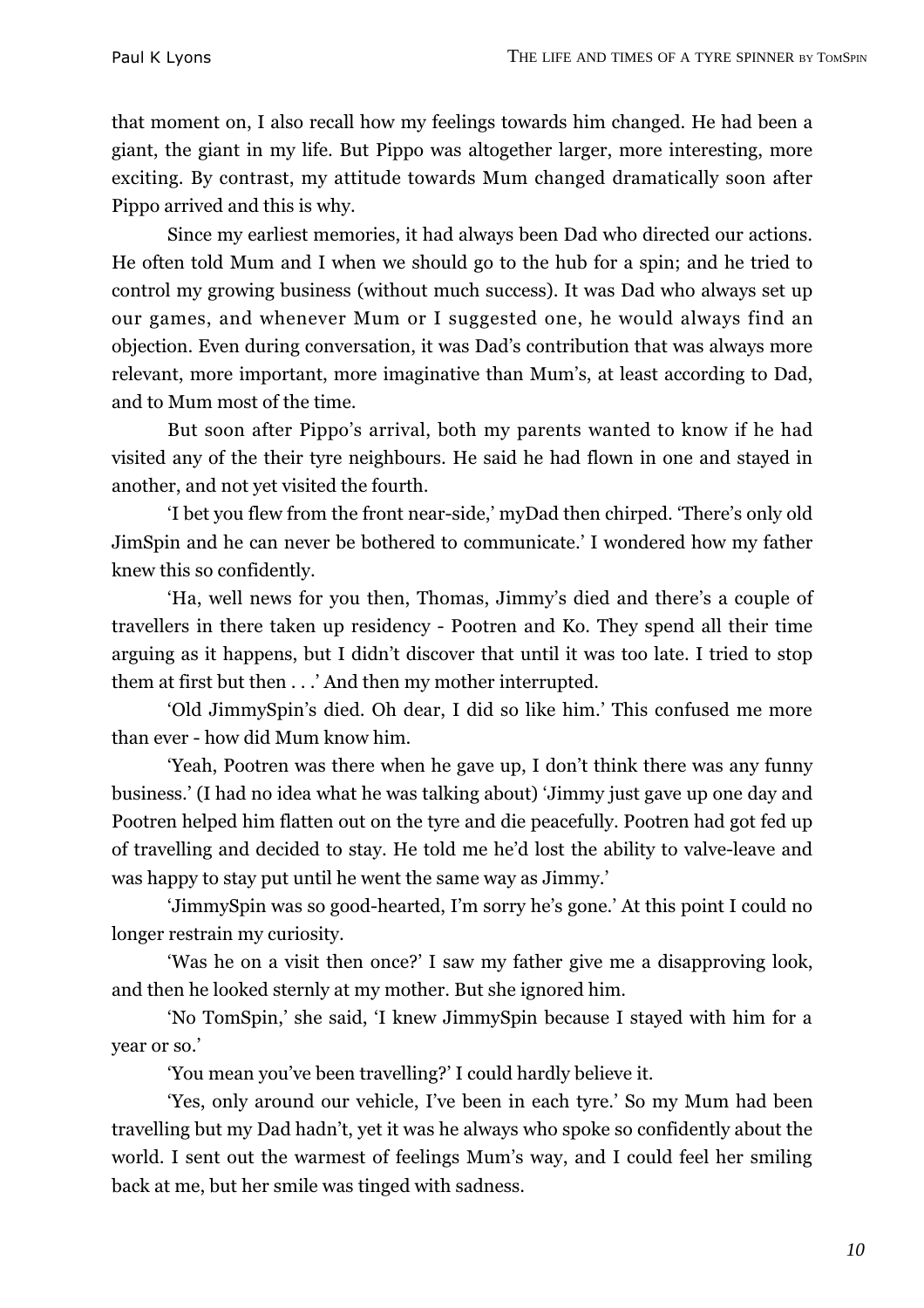that moment on, I also recall how my feelings towards him changed. He had been a giant, the giant in my life. But Pippo was altogether larger, more interesting, more exciting. By contrast, my attitude towards Mum changed dramatically soon after Pippo arrived and this is why.

Since my earliest memories, it had always been Dad who directed our actions. He often told Mum and I when we should go to the hub for a spin; and he tried to control my growing business (without much success). It was Dad who always set up our games, and whenever Mum or I suggested one, he would always find an objection. Even during conversation, it was Dad's contribution that was always more relevant, more important, more imaginative than Mum's, at least according to Dad, and to Mum most of the time.

But soon after Pippo's arrival, both my parents wanted to know if he had visited any of the their tyre neighbours. He said he had flown in one and stayed in another, and not yet visited the fourth.

'I bet you flew from the front near-side,' myDad then chirped. 'There's only old JimSpin and he can never be bothered to communicate.' I wondered how my father knew this so confidently.

'Ha, well news for you then, Thomas, Jimmy's died and there's a couple of travellers in there taken up residency - Pootren and Ko. They spend all their time arguing as it happens, but I didn't discover that until it was too late. I tried to stop them at first but then . . .' And then my mother interrupted.

'Old JimmySpin's died. Oh dear, I did so like him.' This confused me more than ever - how did Mum know him.

'Yeah, Pootren was there when he gave up, I don't think there was any funny business.' (I had no idea what he was talking about) 'Jimmy just gave up one day and Pootren helped him flatten out on the tyre and die peacefully. Pootren had got fed up of travelling and decided to stay. He told me he'd lost the ability to valve-leave and was happy to stay put until he went the same way as Jimmy.'

'JimmySpin was so good-hearted, I'm sorry he's gone.' At this point I could no longer restrain my curiosity.

'Was he on a visit then once?' I saw my father give me a disapproving look, and then he looked sternly at my mother. But she ignored him.

'No TomSpin,' she said, 'I knew JimmySpin because I stayed with him for a year or so.'

'You mean you've been travelling?' I could hardly believe it.

'Yes, only around our vehicle, I've been in each tyre.' So my Mum had been travelling but my Dad hadn't, yet it was he always who spoke so confidently about the world. I sent out the warmest of feelings Mum's way, and I could feel her smiling back at me, but her smile was tinged with sadness.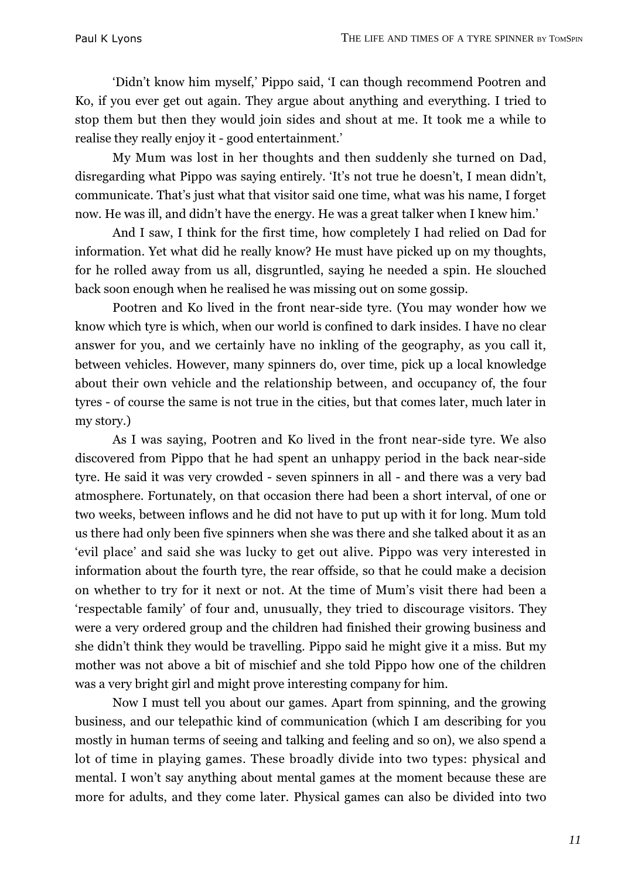'Didn't know him myself,' Pippo said, 'I can though recommend Pootren and Ko, if you ever get out again. They argue about anything and everything. I tried to stop them but then they would join sides and shout at me. It took me a while to realise they really enjoy it - good entertainment.'

My Mum was lost in her thoughts and then suddenly she turned on Dad, disregarding what Pippo was saying entirely. 'It's not true he doesn't, I mean didn't, communicate. That's just what that visitor said one time, what was his name, I forget now. He was ill, and didn't have the energy. He was a great talker when I knew him.'

And I saw, I think for the first time, how completely I had relied on Dad for information. Yet what did he really know? He must have picked up on my thoughts, for he rolled away from us all, disgruntled, saying he needed a spin. He slouched back soon enough when he realised he was missing out on some gossip.

Pootren and Ko lived in the front near-side tyre. (You may wonder how we know which tyre is which, when our world is confined to dark insides. I have no clear answer for you, and we certainly have no inkling of the geography, as you call it, between vehicles. However, many spinners do, over time, pick up a local knowledge about their own vehicle and the relationship between, and occupancy of, the four tyres - of course the same is not true in the cities, but that comes later, much later in my story.)

As I was saying, Pootren and Ko lived in the front near-side tyre. We also discovered from Pippo that he had spent an unhappy period in the back near-side tyre. He said it was very crowded - seven spinners in all - and there was a very bad atmosphere. Fortunately, on that occasion there had been a short interval, of one or two weeks, between inflows and he did not have to put up with it for long. Mum told us there had only been five spinners when she was there and she talked about it as an 'evil place' and said she was lucky to get out alive. Pippo was very interested in information about the fourth tyre, the rear offside, so that he could make a decision on whether to try for it next or not. At the time of Mum's visit there had been a 'respectable family' of four and, unusually, they tried to discourage visitors. They were a very ordered group and the children had finished their growing business and she didn't think they would be travelling. Pippo said he might give it a miss. But my mother was not above a bit of mischief and she told Pippo how one of the children was a very bright girl and might prove interesting company for him.

Now I must tell you about our games. Apart from spinning, and the growing business, and our telepathic kind of communication (which I am describing for you mostly in human terms of seeing and talking and feeling and so on), we also spend a lot of time in playing games. These broadly divide into two types: physical and mental. I won't say anything about mental games at the moment because these are more for adults, and they come later. Physical games can also be divided into two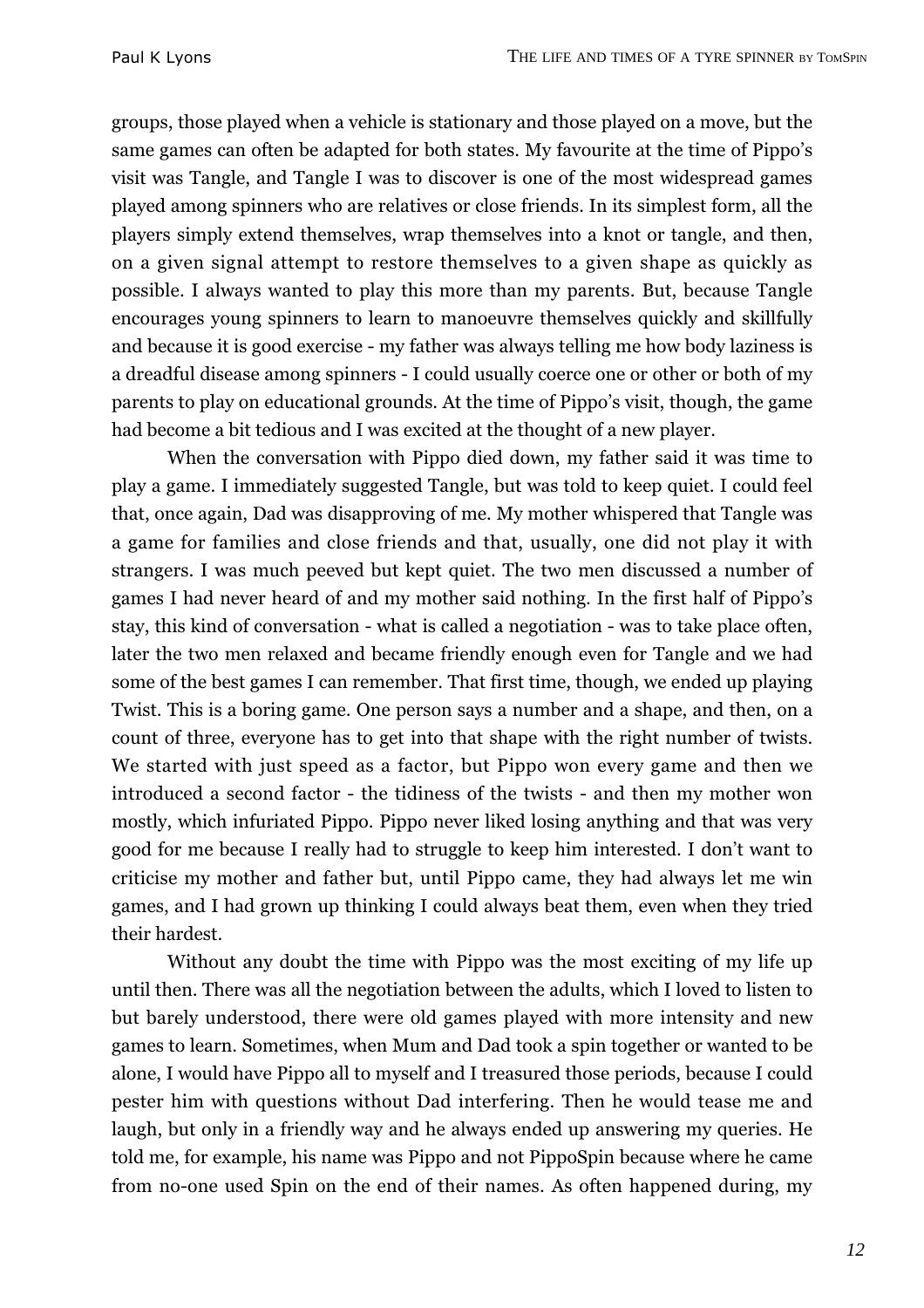groups, those played when a vehicle is stationary and those played on a move, but the same games can often be adapted for both states. My favourite at the time of Pippo's visit was Tangle, and Tangle I was to discover is one of the most widespread games played among spinners who are relatives or close friends. In its simplest form, all the players simply extend themselves, wrap themselves into a knot or tangle, and then, on a given signal attempt to restore themselves to a given shape as quickly as possible. I always wanted to play this more than my parents. But, because Tangle encourages young spinners to learn to manoeuvre themselves quickly and skillfully and because it is good exercise - my father was always telling me how body laziness is a dreadful disease among spinners - I could usually coerce one or other or both of my parents to play on educational grounds. At the time of Pippo's visit, though, the game had become a bit tedious and I was excited at the thought of a new player.

When the conversation with Pippo died down, my father said it was time to play a game. I immediately suggested Tangle, but was told to keep quiet. I could feel that, once again, Dad was disapproving of me. My mother whispered that Tangle was a game for families and close friends and that, usually, one did not play it with strangers. I was much peeved but kept quiet. The two men discussed a number of games I had never heard of and my mother said nothing. In the first half of Pippo's stay, this kind of conversation - what is called a negotiation - was to take place often, later the two men relaxed and became friendly enough even for Tangle and we had some of the best games I can remember. That first time, though, we ended up playing Twist. This is a boring game. One person says a number and a shape, and then, on a count of three, everyone has to get into that shape with the right number of twists. We started with just speed as a factor, but Pippo won every game and then we introduced a second factor - the tidiness of the twists - and then my mother won mostly, which infuriated Pippo. Pippo never liked losing anything and that was very good for me because I really had to struggle to keep him interested. I don't want to criticise my mother and father but, until Pippo came, they had always let me win games, and I had grown up thinking I could always beat them, even when they tried their hardest.

Without any doubt the time with Pippo was the most exciting of my life up until then. There was all the negotiation between the adults, which I loved to listen to but barely understood, there were old games played with more intensity and new games to learn. Sometimes, when Mum and Dad took a spin together or wanted to be alone, I would have Pippo all to myself and I treasured those periods, because I could pester him with questions without Dad interfering. Then he would tease me and laugh, but only in a friendly way and he always ended up answering my queries. He told me, for example, his name was Pippo and not PippoSpin because where he came from no-one used Spin on the end of their names. As often happened during, my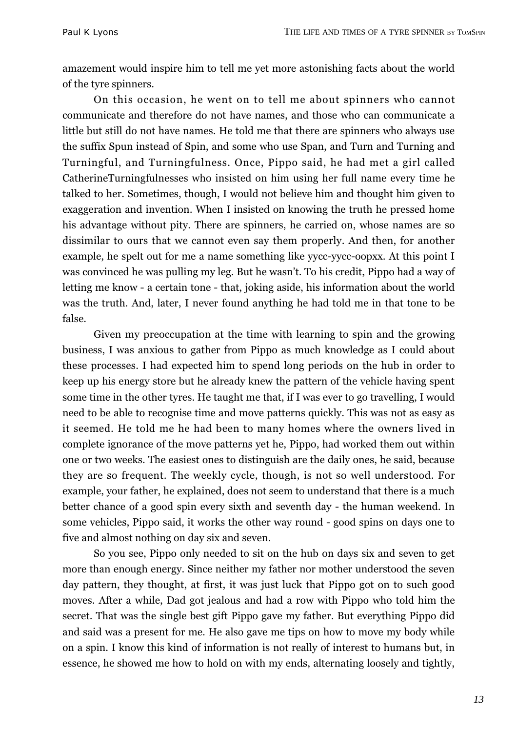amazement would inspire him to tell me yet more astonishing facts about the world of the tyre spinners.

On this occasion, he went on to tell me about spinners who cannot communicate and therefore do not have names, and those who can communicate a little but still do not have names. He told me that there are spinners who always use the suffix Spun instead of Spin, and some who use Span, and Turn and Turning and Turningful, and Turningfulness. Once, Pippo said, he had met a girl called CatherineTurningfulnesses who insisted on him using her full name every time he talked to her. Sometimes, though, I would not believe him and thought him given to exaggeration and invention. When I insisted on knowing the truth he pressed home his advantage without pity. There are spinners, he carried on, whose names are so dissimilar to ours that we cannot even say them properly. And then, for another example, he spelt out for me a name something like yycc-yycc-oopxx. At this point I was convinced he was pulling my leg. But he wasn't. To his credit, Pippo had a way of letting me know - a certain tone - that, joking aside, his information about the world was the truth. And, later, I never found anything he had told me in that tone to be false.

Given my preoccupation at the time with learning to spin and the growing business, I was anxious to gather from Pippo as much knowledge as I could about these processes. I had expected him to spend long periods on the hub in order to keep up his energy store but he already knew the pattern of the vehicle having spent some time in the other tyres. He taught me that, if I was ever to go travelling, I would need to be able to recognise time and move patterns quickly. This was not as easy as it seemed. He told me he had been to many homes where the owners lived in complete ignorance of the move patterns yet he, Pippo, had worked them out within one or two weeks. The easiest ones to distinguish are the daily ones, he said, because they are so frequent. The weekly cycle, though, is not so well understood. For example, your father, he explained, does not seem to understand that there is a much better chance of a good spin every sixth and seventh day - the human weekend. In some vehicles, Pippo said, it works the other way round - good spins on days one to five and almost nothing on day six and seven.

So you see, Pippo only needed to sit on the hub on days six and seven to get more than enough energy. Since neither my father nor mother understood the seven day pattern, they thought, at first, it was just luck that Pippo got on to such good moves. After a while, Dad got jealous and had a row with Pippo who told him the secret. That was the single best gift Pippo gave my father. But everything Pippo did and said was a present for me. He also gave me tips on how to move my body while on a spin. I know this kind of information is not really of interest to humans but, in essence, he showed me how to hold on with my ends, alternating loosely and tightly,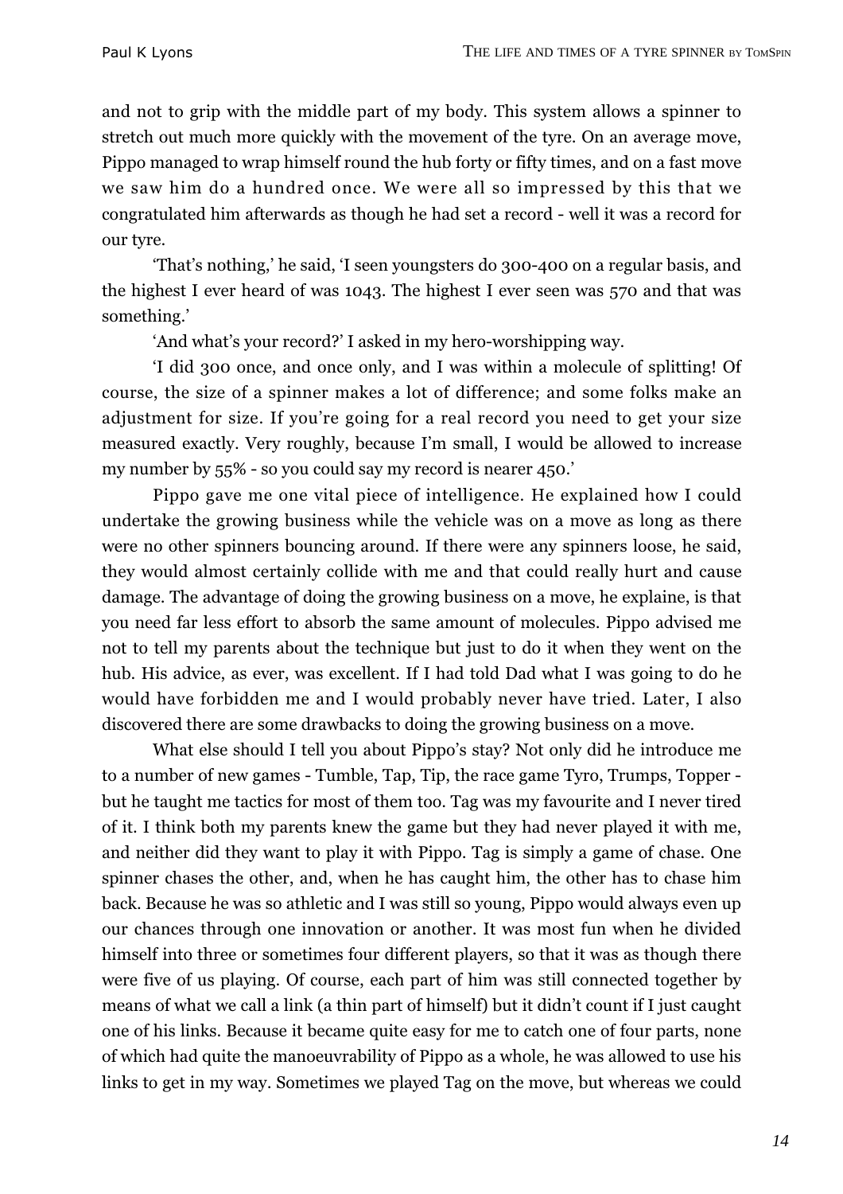and not to grip with the middle part of my body. This system allows a spinner to stretch out much more quickly with the movement of the tyre. On an average move, Pippo managed to wrap himself round the hub forty or fifty times, and on a fast move we saw him do a hundred once. We were all so impressed by this that we congratulated him afterwards as though he had set a record - well it was a record for our tyre.

'That's nothing,' he said, 'I seen youngsters do 300-400 on a regular basis, and the highest I ever heard of was 1043. The highest I ever seen was 570 and that was something.'

'And what's your record?' I asked in my hero-worshipping way.

'I did 300 once, and once only, and I was within a molecule of splitting! Of course, the size of a spinner makes a lot of difference; and some folks make an adjustment for size. If you're going for a real record you need to get your size measured exactly. Very roughly, because I'm small, I would be allowed to increase my number by 55% - so you could say my record is nearer 450.'

Pippo gave me one vital piece of intelligence. He explained how I could undertake the growing business while the vehicle was on a move as long as there were no other spinners bouncing around. If there were any spinners loose, he said, they would almost certainly collide with me and that could really hurt and cause damage. The advantage of doing the growing business on a move, he explaine, is that you need far less effort to absorb the same amount of molecules. Pippo advised me not to tell my parents about the technique but just to do it when they went on the hub. His advice, as ever, was excellent. If I had told Dad what I was going to do he would have forbidden me and I would probably never have tried. Later, I also discovered there are some drawbacks to doing the growing business on a move.

What else should I tell you about Pippo's stay? Not only did he introduce me to a number of new games - Tumble, Tap, Tip, the race game Tyro, Trumps, Topper - but he taught me tactics for most of them too. Tag was my favourite and I never tired of it. I think both my parents knew the game but they had never played it with me, and neither did they want to play it with Pippo. Tag is simply a game of chase. One spinner chases the other, and, when he has caught him, the other has to chase him back. Because he was so athletic and I was still so young, Pippo would always even up our chances through one innovation or another. It was most fun when he divided himself into three or sometimes four different players, so that it was as though there were five of us playing. Of course, each part of him was still connected together by means of what we call a link (a thin part of himself) but it didn't count if I just caught one of his links. Because it became quite easy for me to catch one of four parts, none of which had quite the manoeuvrability of Pippo as a whole, he was allowed to use his links to get in my way. Sometimes we played Tag on the move, but whereas we could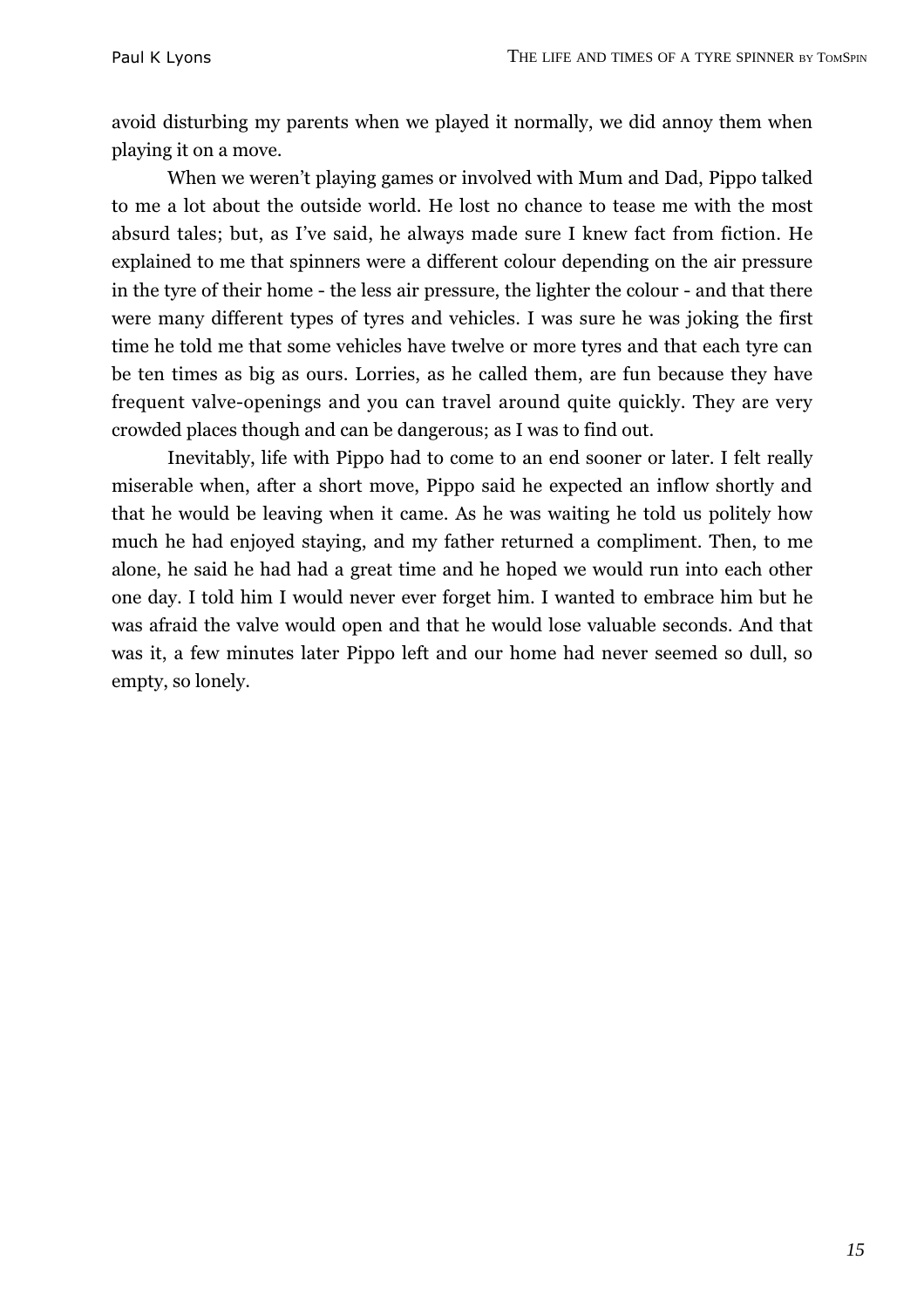avoid disturbing my parents when we played it normally, we did annoy them when playing it on a move.

When we weren't playing games or involved with Mum and Dad, Pippo talked to me a lot about the outside world. He lost no chance to tease me with the most absurd tales; but, as I've said, he always made sure I knew fact from fiction. He explained to me that spinners were a different colour depending on the air pressure in the tyre of their home - the less air pressure, the lighter the colour - and that there were many different types of tyres and vehicles. I was sure he was joking the first time he told me that some vehicles have twelve or more tyres and that each tyre can be ten times as big as ours. Lorries, as he called them, are fun because they have frequent valve-openings and you can travel around quite quickly. They are very crowded places though and can be dangerous; as I was to find out.

Inevitably, life with Pippo had to come to an end sooner or later. I felt really miserable when, after a short move, Pippo said he expected an inflow shortly and that he would be leaving when it came. As he was waiting he told us politely how much he had enjoyed staying, and my father returned a compliment. Then, to me alone, he said he had had a great time and he hoped we would run into each other one day. I told him I would never ever forget him. I wanted to embrace him but he was afraid the valve would open and that he would lose valuable seconds. And that was it, a few minutes later Pippo left and our home had never seemed so dull, so empty, so lonely.